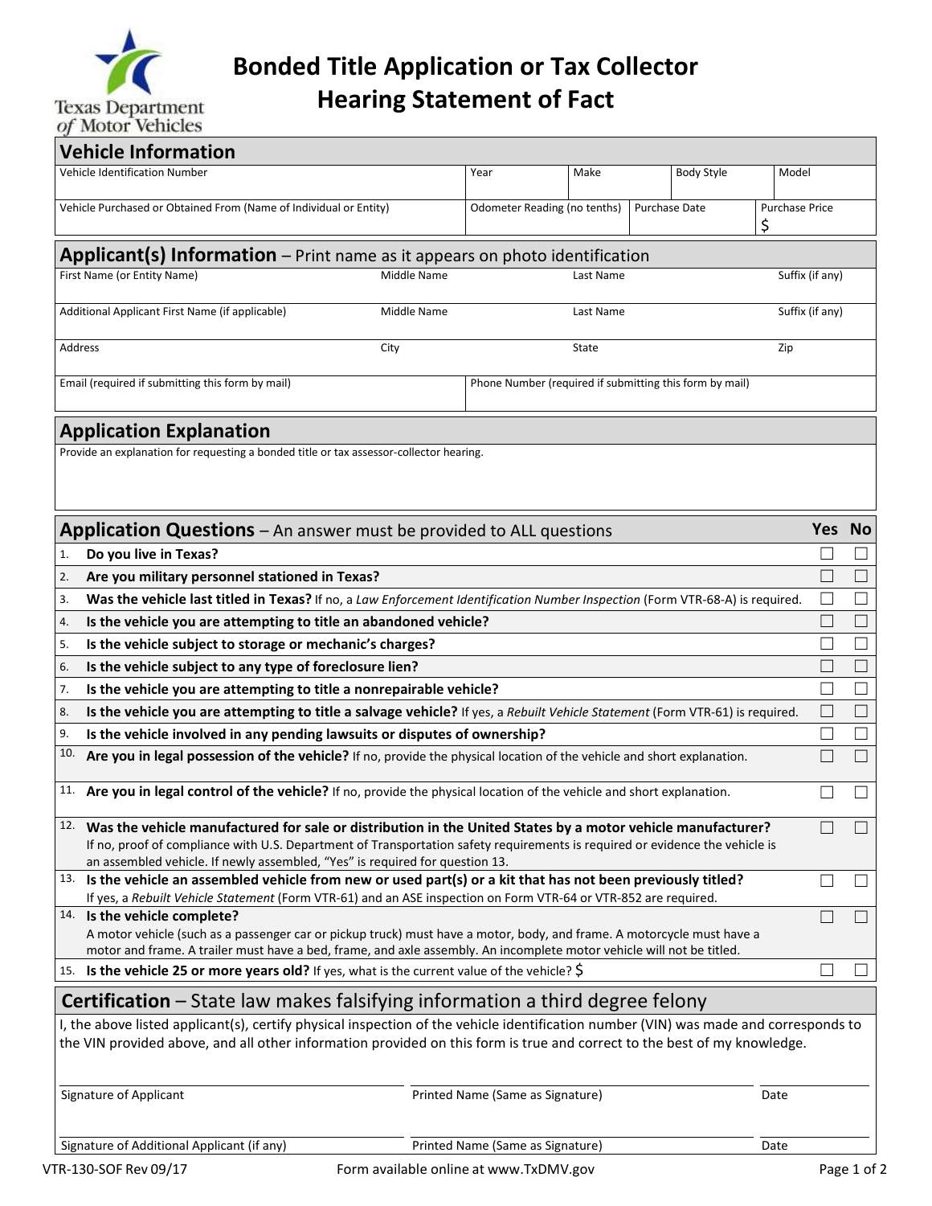Texas Department of Motor Vehicles

# Bonded Title Application or Tax Collector Hearing Statement of Fact

## Vehicle Information

| Vehicle Identification Number | Year | Make | Body Style | Model |
|---|---|---|---|---|
| | | | | |

| Vehicle Purchased or Obtained From (Name of Individual or Entity) | Odometer Reading (no tenths) | Purchase Date | Purchase Price |
|---|---|---|---|
| | | | $ |

## Applicant(s) Information – Print name as it appears on photo identification

| First Name (or Entity Name) | Middle Name | Last Name | Suffix (if any) |
|---|---|---|---|
| | | | |

| Additional Applicant First Name (if applicable) | Middle Name | Last Name | Suffix (if any) |
|---|---|---|---|
| | | | |

| Address | City | State | Zip |
|---|---|---|---|
| | | | |

| Email (required if submitting this form by mail) | Phone Number (required if submitting this form by mail) |
|---|---|
| | |

## Application Explanation

Provide an explanation for requesting a bonded title or tax assessor-collector hearing.

## Application Questions – An answer must be provided to ALL questions

| | Question | Yes | No |
|---|---|---|---|
| 1. | **Do you live in Texas?** | ☐ | ☐ |
| 2. | **Are you military personnel stationed in Texas?** | ☐ | ☐ |
| 3. | **Was the vehicle last titled in Texas?** If no, a *Law Enforcement Identification Number Inspection* (Form VTR-68-A) is required. | ☐ | ☐ |
| 4. | **Is the vehicle you are attempting to title an abandoned vehicle?** | ☐ | ☐ |
| 5. | **Is the vehicle subject to storage or mechanic's charges?** | ☐ | ☐ |
| 6. | **Is the vehicle subject to any type of foreclosure lien?** | ☐ | ☐ |
| 7. | **Is the vehicle you are attempting to title a nonrepairable vehicle?** | ☐ | ☐ |
| 8. | **Is the vehicle you are attempting to title a salvage vehicle?** If yes, a *Rebuilt Vehicle Statement* (Form VTR-61) is required. | ☐ | ☐ |
| 9. | **Is the vehicle involved in any pending lawsuits or disputes of ownership?** | ☐ | ☐ |
| 10. | **Are you in legal possession of the vehicle?** If no, provide the physical location of the vehicle and short explanation. | ☐ | ☐ |
| 11. | **Are you in legal control of the vehicle?** If no, provide the physical location of the vehicle and short explanation. | ☐ | ☐ |
| 12. | **Was the vehicle manufactured for sale or distribution in the United States by a motor vehicle manufacturer?** If no, proof of compliance with U.S. Department of Transportation safety requirements is required or evidence the vehicle is an assembled vehicle. If newly assembled, "Yes" is required for question 13. | ☐ | ☐ |
| 13. | **Is the vehicle an assembled vehicle from new or used part(s) or a kit that has not been previously titled?** If yes, a *Rebuilt Vehicle Statement* (Form VTR-61) and an ASE inspection on Form VTR-64 or VTR-852 are required. | ☐ | ☐ |
| 14. | **Is the vehicle complete?** A motor vehicle (such as a passenger car or pickup truck) must have a motor, body, and frame. A motorcycle must have a motor and frame. A trailer must have a bed, frame, and axle assembly. An incomplete motor vehicle will not be titled. | ☐ | ☐ |
| 15. | **Is the vehicle 25 or more years old?** If yes, what is the current value of the vehicle? $ | ☐ | ☐ |

## Certification – State law makes falsifying information a third degree felony

I, the above listed applicant(s), certify physical inspection of the vehicle identification number (VIN) was made and corresponds to the VIN provided above, and all other information provided on this form is true and correct to the best of my knowledge.

| Signature of Applicant | Printed Name (Same as Signature) | Date |
|---|---|---|
| | | |

| Signature of Additional Applicant (if any) | Printed Name (Same as Signature) | Date |
|---|---|---|
| | | |

VTR-130-SOF Rev 09/17 — Form available online at www.TxDMV.gov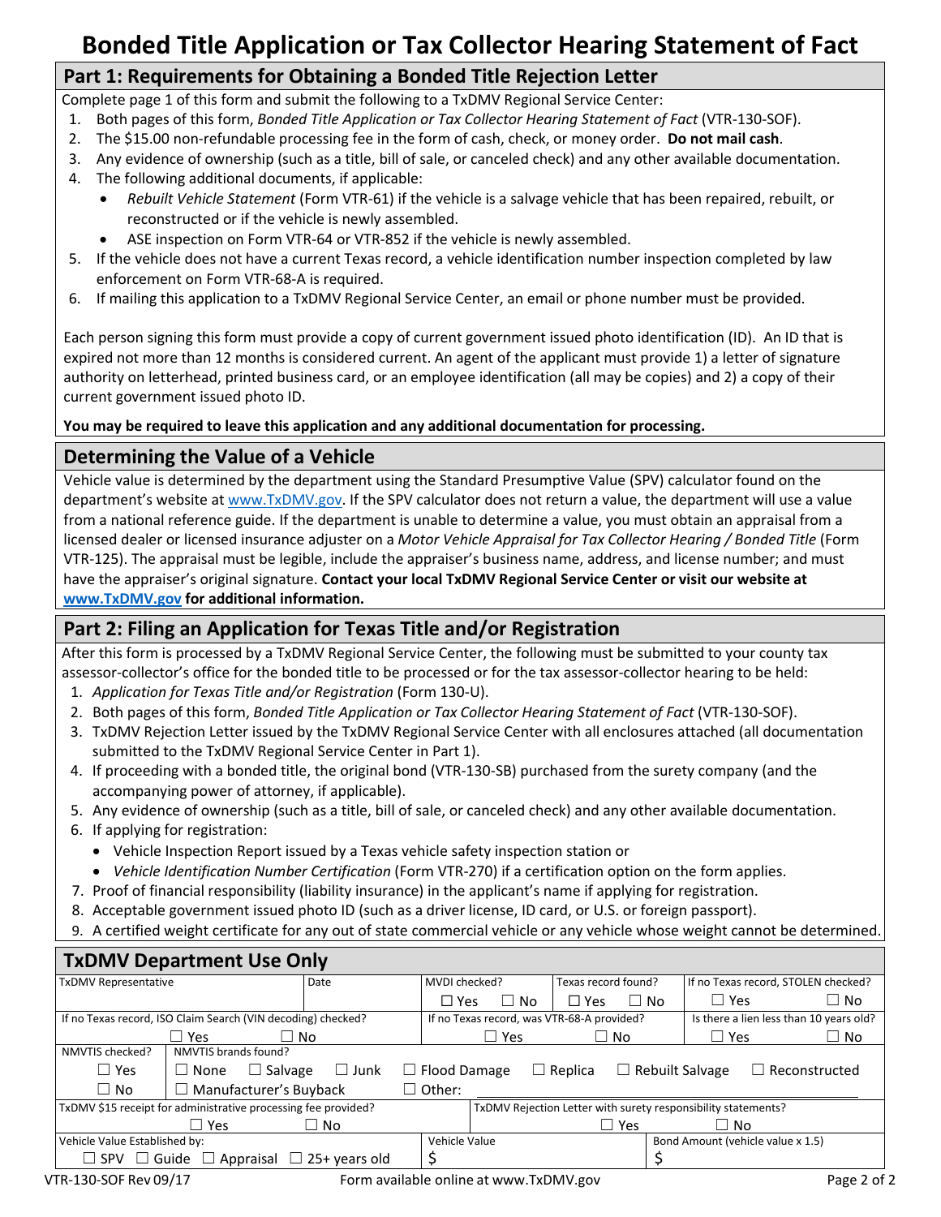# Bonded Title Application or Tax Collector Hearing Statement of Fact

## Part 1: Requirements for Obtaining a Bonded Title Rejection Letter

Complete page 1 of this form and submit the following to a TxDMV Regional Service Center:

1. Both pages of this form, *Bonded Title Application or Tax Collector Hearing Statement of Fact* (VTR-130-SOF).
2. The $15.00 non-refundable processing fee in the form of cash, check, or money order. **Do not mail cash**.
3. Any evidence of ownership (such as a title, bill of sale, or canceled check) and any other available documentation.
4. The following additional documents, if applicable:
   - *Rebuilt Vehicle Statement* (Form VTR-61) if the vehicle is a salvage vehicle that has been repaired, rebuilt, or reconstructed or if the vehicle is newly assembled.
   - ASE inspection on Form VTR-64 or VTR-852 if the vehicle is newly assembled.
5. If the vehicle does not have a current Texas record, a vehicle identification number inspection completed by law enforcement on Form VTR-68-A is required.
6. If mailing this application to a TxDMV Regional Service Center, an email or phone number must be provided.

Each person signing this form must provide a copy of current government issued photo identification (ID). An ID that is expired not more than 12 months is considered current. An agent of the applicant must provide 1) a letter of signature authority on letterhead, printed business card, or an employee identification (all may be copies) and 2) a copy of their current government issued photo ID.

**You may be required to leave this application and any additional documentation for processing.**

## Determining the Value of a Vehicle

Vehicle value is determined by the department using the Standard Presumptive Value (SPV) calculator found on the department's website at www.TxDMV.gov. If the SPV calculator does not return a value, the department will use a value from a national reference guide. If the department is unable to determine a value, you must obtain an appraisal from a licensed dealer or licensed insurance adjuster on a *Motor Vehicle Appraisal for Tax Collector Hearing / Bonded Title* (Form VTR-125). The appraisal must be legible, include the appraiser's business name, address, and license number; and must have the appraiser's original signature. **Contact your local TxDMV Regional Service Center or visit our website at www.TxDMV.gov for additional information.**

## Part 2: Filing an Application for Texas Title and/or Registration

After this form is processed by a TxDMV Regional Service Center, the following must be submitted to your county tax assessor-collector's office for the bonded title to be processed or for the tax assessor-collector hearing to be held:

1. *Application for Texas Title and/or Registration* (Form 130-U).
2. Both pages of this form, *Bonded Title Application or Tax Collector Hearing Statement of Fact* (VTR-130-SOF).
3. TxDMV Rejection Letter issued by the TxDMV Regional Service Center with all enclosures attached (all documentation submitted to the TxDMV Regional Service Center in Part 1).
4. If proceeding with a bonded title, the original bond (VTR-130-SB) purchased from the surety company (and the accompanying power of attorney, if applicable).
5. Any evidence of ownership (such as a title, bill of sale, or canceled check) and any other available documentation.
6. If applying for registration:
   - Vehicle Inspection Report issued by a Texas vehicle safety inspection station or
   - *Vehicle Identification Number Certification* (Form VTR-270) if a certification option on the form applies.
7. Proof of financial responsibility (liability insurance) in the applicant's name if applying for registration.
8. Acceptable government issued photo ID (such as a driver license, ID card, or U.S. or foreign passport).
9. A certified weight certificate for any out of state commercial vehicle or any vehicle whose weight cannot be determined.

## TxDMV Department Use Only

| | | | | |
|---|---|---|---|---|
| TxDMV Representative | Date | MVDI checked? ☐ Yes ☐ No | Texas record found? ☐ Yes ☐ No | If no Texas record, STOLEN checked? ☐ Yes ☐ No |
| If no Texas record, ISO Claim Search (VIN decoding) checked? ☐ Yes ☐ No | | If no Texas record, was VTR-68-A provided? ☐ Yes ☐ No | | Is there a lien less than 10 years old? ☐ Yes ☐ No |
| NMVTIS checked? ☐ Yes ☐ No | NMVTIS brands found? ☐ None ☐ Salvage ☐ Junk ☐ Flood Damage ☐ Replica ☐ Rebuilt Salvage ☐ Reconstructed ☐ Manufacturer's Buyback ☐ Other: | | | |
| TxDMV $15 receipt for administrative processing fee provided? ☐ Yes ☐ No | | TxDMV Rejection Letter with surety responsibility statements? ☐ Yes ☐ No | | |
| Vehicle Value Established by: ☐ SPV ☐ Guide ☐ Appraisal ☐ 25+ years old | | Vehicle Value $ | | Bond Amount (vehicle value x 1.5) $ |

VTR-130-SOF Rev 09/17 Form available online at www.TxDMV.gov